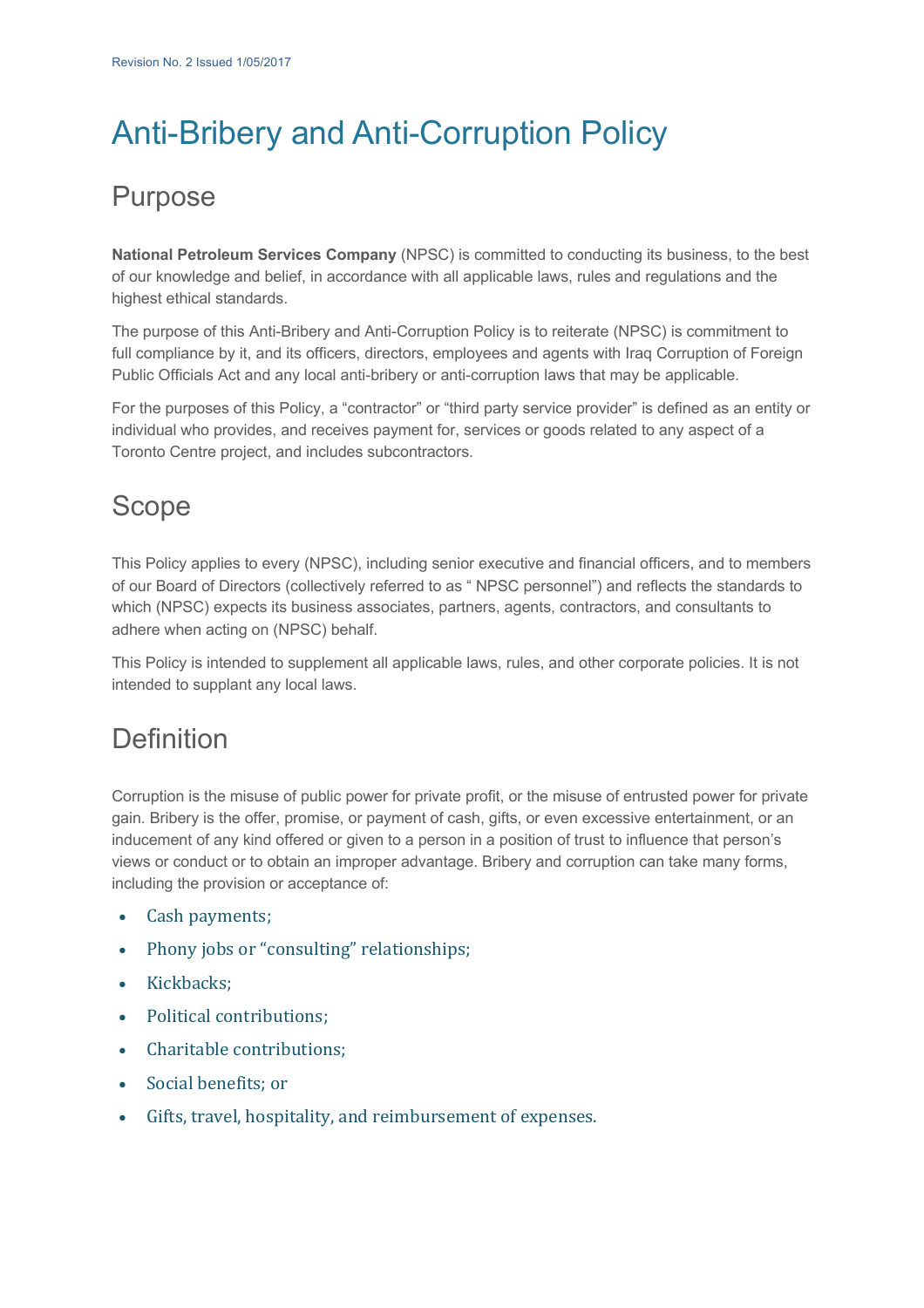Revision No. 2 Issued 1/05/2017

# Anti-Bribery and Anti-Corruption Policy

## Purpose

**National Petroleum Services Company** (NPSC) is committed to conducting its business, to the best of our knowledge and belief, in accordance with all applicable laws, rules and regulations and the highest ethical standards.

The purpose of this Anti-Bribery and Anti-Corruption Policy is to reiterate (NPSC) is commitment to full compliance by it, and its officers, directors, employees and agents with Iraq Corruption of Foreign Public Officials Act and any local anti-bribery or anti-corruption laws that may be applicable.

For the purposes of this Policy, a "contractor" or "third party service provider" is defined as an entity or individual who provides, and receives payment for, services or goods related to any aspect of a Toronto Centre project, and includes subcontractors.

## Scope

This Policy applies to every (NPSC), including senior executive and financial officers, and to members of our Board of Directors (collectively referred to as " NPSC personnel") and reflects the standards to which (NPSC) expects its business associates, partners, agents, contractors, and consultants to adhere when acting on (NPSC) behalf.

This Policy is intended to supplement all applicable laws, rules, and other corporate policies. It is not intended to supplant any local laws.

## Definition

Corruption is the misuse of public power for private profit, or the misuse of entrusted power for private gain. Bribery is the offer, promise, or payment of cash, gifts, or even excessive entertainment, or an inducement of any kind offered or given to a person in a position of trust to influence that person's views or conduct or to obtain an improper advantage. Bribery and corruption can take many forms, including the provision or acceptance of:

- Cash payments;
- Phony jobs or "consulting" relationships;
- Kickbacks;
- Political contributions;
- Charitable contributions;
- Social benefits; or
- Gifts, travel, hospitality, and reimbursement of expenses.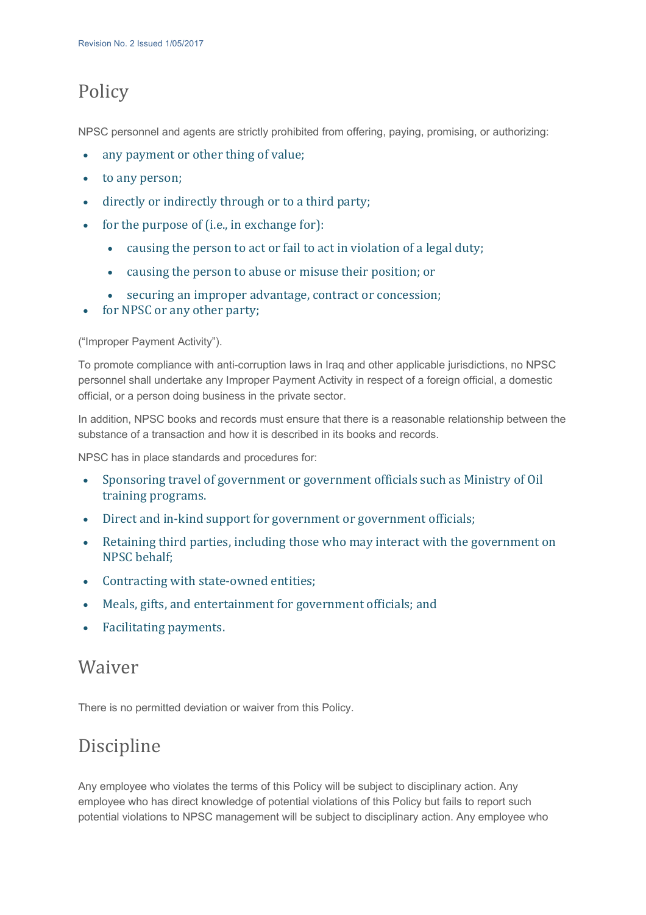# Policy

NPSC personnel and agents are strictly prohibited from offering, paying, promising, or authorizing:

- any payment or other thing of value;
- to any person;
- directly or indirectly through or to a third party;
- for the purpose of (i.e., in exchange for):
  - causing the person to act or fail to act in violation of a legal duty;
  - causing the person to abuse or misuse their position; or
  - securing an improper advantage, contract or concession;
- for NPSC or any other party;

("Improper Payment Activity").

To promote compliance with anti-corruption laws in Iraq and other applicable jurisdictions, no NPSC personnel shall undertake any Improper Payment Activity in respect of a foreign official, a domestic official, or a person doing business in the private sector.

In addition, NPSC books and records must ensure that there is a reasonable relationship between the substance of a transaction and how it is described in its books and records.

NPSC has in place standards and procedures for:

- Sponsoring travel of government or government officials such as Ministry of Oil training programs.
- Direct and in-kind support for government or government officials;
- Retaining third parties, including those who may interact with the government on NPSC behalf;
- Contracting with state-owned entities;
- Meals, gifts, and entertainment for government officials; and
- Facilitating payments.

# Waiver

There is no permitted deviation or waiver from this Policy.

# Discipline

Any employee who violates the terms of this Policy will be subject to disciplinary action. Any employee who has direct knowledge of potential violations of this Policy but fails to report such potential violations to NPSC management will be subject to disciplinary action. Any employee who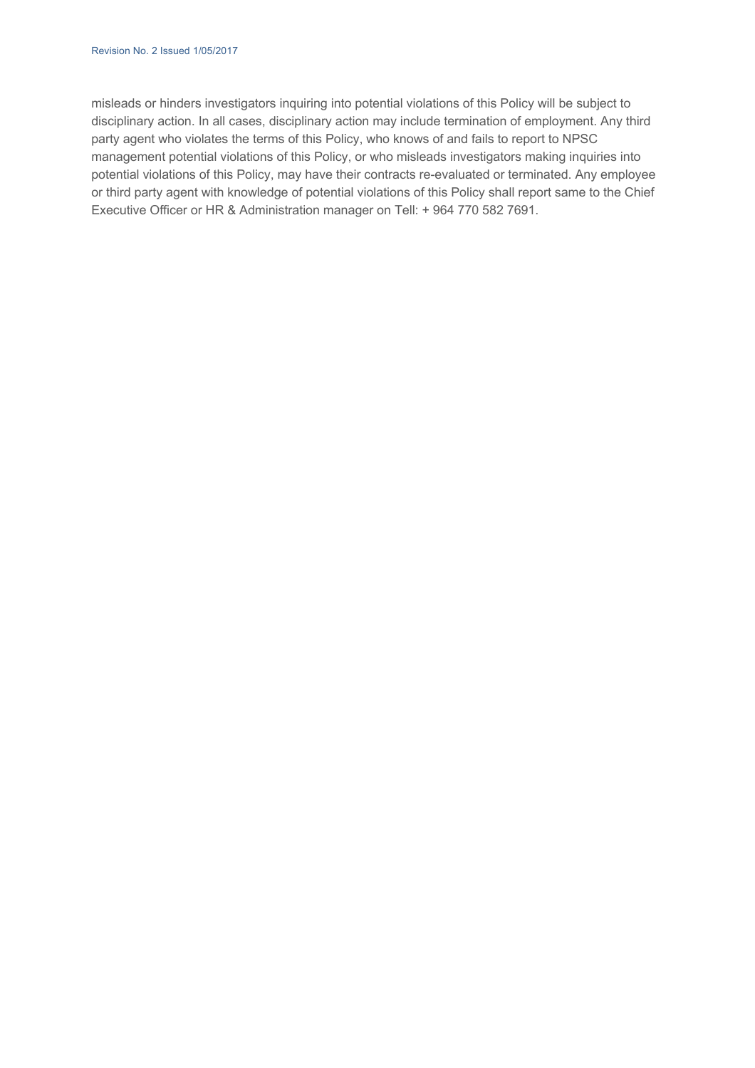misleads or hinders investigators inquiring into potential violations of this Policy will be subject to disciplinary action. In all cases, disciplinary action may include termination of employment. Any third party agent who violates the terms of this Policy, who knows of and fails to report to NPSC management potential violations of this Policy, or who misleads investigators making inquiries into potential violations of this Policy, may have their contracts re-evaluated or terminated. Any employee or third party agent with knowledge of potential violations of this Policy shall report same to the Chief Executive Officer or HR & Administration manager on Tell: + 964 770 582 7691.